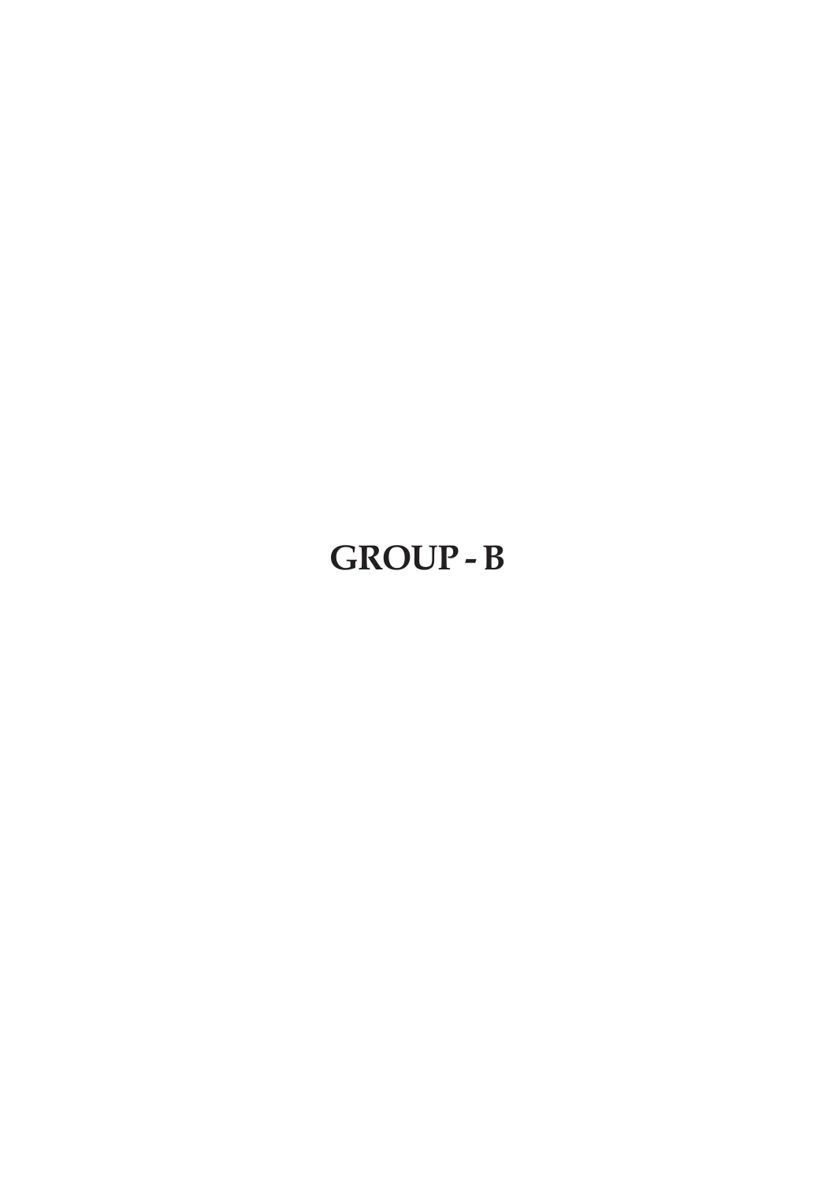# GROUP - B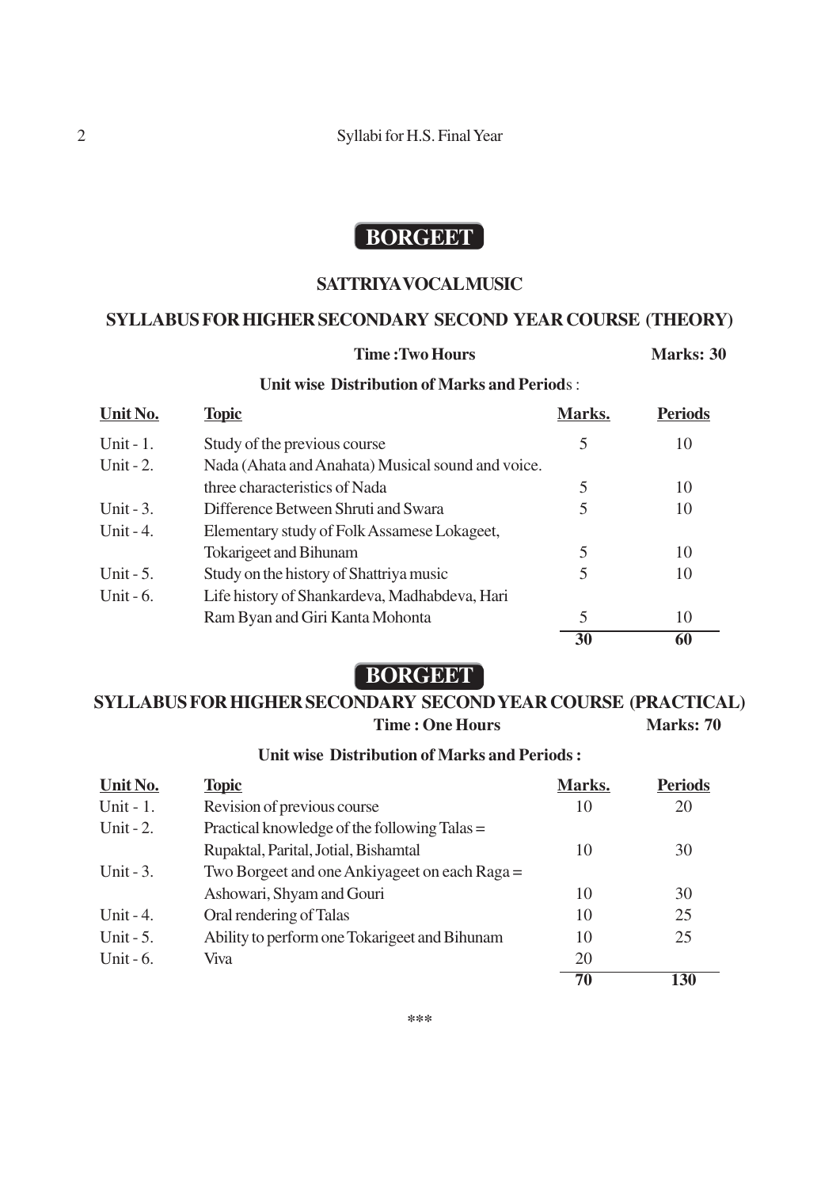# BORGEET

## SATTRIYA VOCAL MUSIC

## SYLLABUS FOR HIGHER SECONDARY SECOND YEAR COURSE (THEORY)

**Time : Two Hours** **Marks: 30**

**Unit wise Distribution of Marks and Periods :**

| Unit No. | Topic | Marks. | Periods |
|---|---|---|---|
| Unit - 1. | Study of the previous course | 5 | 10 |
| Unit - 2. | Nada (Ahata and Anahata) Musical sound and voice. three characteristics of Nada | 5 | 10 |
| Unit - 3. | Difference Between Shruti and Swara | 5 | 10 |
| Unit - 4. | Elementary study of Folk Assamese Lokageet, Tokarigeet and Bihunam | 5 | 10 |
| Unit - 5. | Study on the history of Shattriya music | 5 | 10 |
| Unit - 6. | Life history of Shankardeva, Madhabdeva, Hari Ram Byan and Giri Kanta Mohonta | 5 | 10 |
| | | **30** | **60** |

# BORGEET

## SYLLABUS FOR HIGHER SECONDARY SECOND YEAR COURSE (PRACTICAL)

**Time : One Hours** **Marks: 70**

**Unit wise Distribution of Marks and Periods :**

| Unit No. | Topic | Marks. | Periods |
|---|---|---|---|
| Unit - 1. | Revision of previous course | 10 | 20 |
| Unit - 2. | Practical knowledge of the following Talas = Rupaktal, Parital, Jotial, Bishamtal | 10 | 30 |
| Unit - 3. | Two Borgeet and one Ankiyageet on each Raga = Ashowari, Shyam and Gouri | 10 | 30 |
| Unit - 4. | Oral rendering of Talas | 10 | 25 |
| Unit - 5. | Ability to perform one Tokarigeet and Bihunam | 10 | 25 |
| Unit - 6. | Viva | 20 | |
| | | **70** | **130** |

***